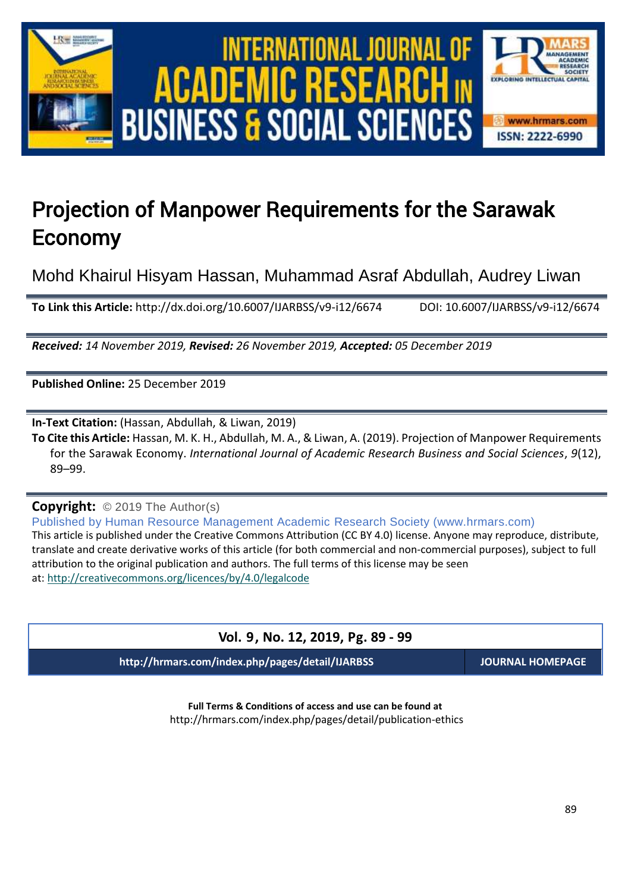# Projection of Manpower Requirements for the Sarawak Economy

Mohd Khairul Hisyam Hassan, Muhammad Asraf Abdullah, Audrey Liwan

**To Link this Article:** http://dx.doi.org/10.6007/IJARBSS/v9-i12/6674 DOI: 10.6007/IJARBSS/v9-i12/6674

***Received:*** *14 November 2019,* ***Revised:*** *26 November 2019,* ***Accepted:*** *05 December 2019*

**Published Online:** 25 December 2019

**In-Text Citation:** (Hassan, Abdullah, & Liwan, 2019)

**To Cite this Article:** Hassan, M. K. H., Abdullah, M. A., & Liwan, A. (2019). Projection of Manpower Requirements for the Sarawak Economy. *International Journal of Academic Research Business and Social Sciences*, *9*(12), 89–99.

**Copyright:** © 2019 The Author(s)

Published by Human Resource Management Academic Research Society (www.hrmars.com)

This article is published under the Creative Commons Attribution (CC BY 4.0) license. Anyone may reproduce, distribute, translate and create derivative works of this article (for both commercial and non-commercial purposes), subject to full attribution to the original publication and authors. The full terms of this license may be seen at: http://creativecommons.org/licences/by/4.0/legalcode

**Vol. 9, No. 12, 2019, Pg. 89 - 99**

**http://hrmars.com/index.php/pages/detail/IJARBSS** **JOURNAL HOMEPAGE**

**Full Terms & Conditions of access and use can be found at**
http://hrmars.com/index.php/pages/detail/publication-ethics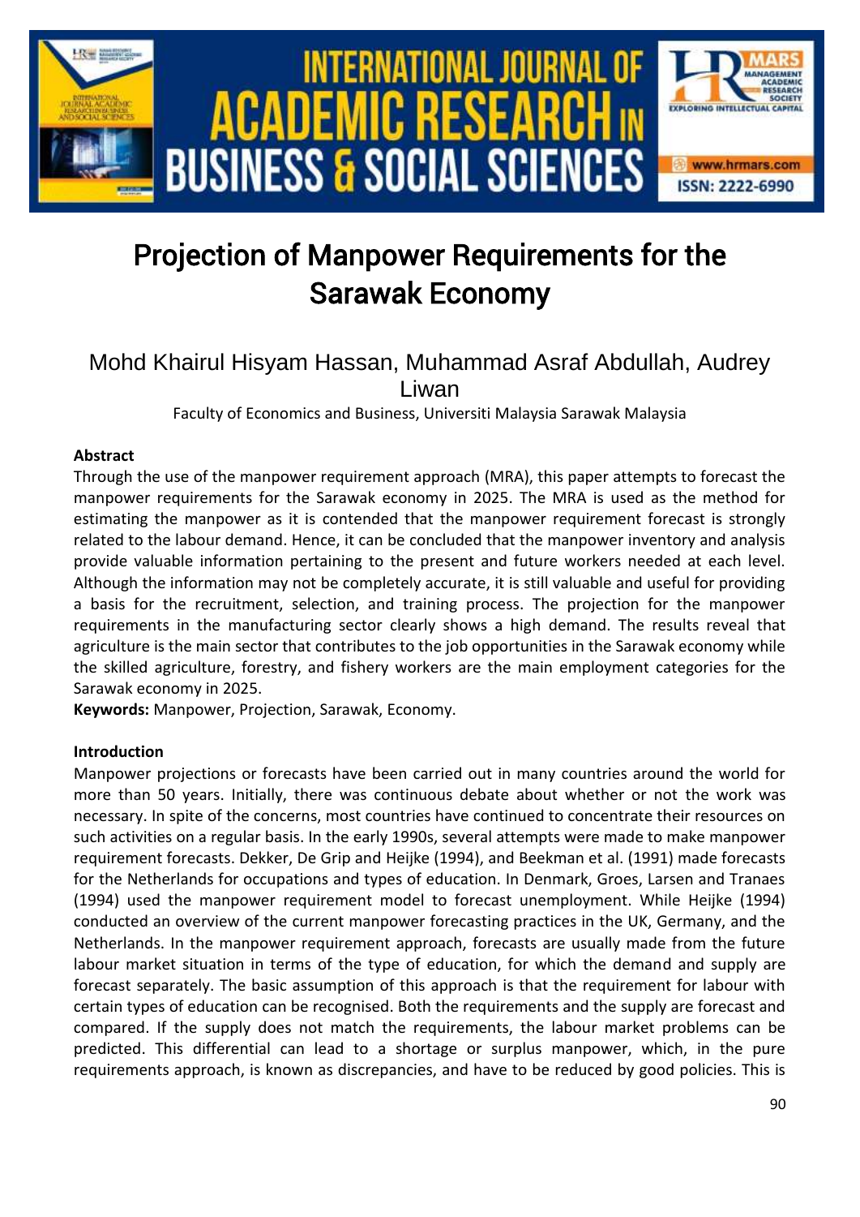# Projection of Manpower Requirements for the Sarawak Economy

Mohd Khairul Hisyam Hassan, Muhammad Asraf Abdullah, Audrey Liwan

Faculty of Economics and Business, Universiti Malaysia Sarawak Malaysia

### Abstract

Through the use of the manpower requirement approach (MRA), this paper attempts to forecast the manpower requirements for the Sarawak economy in 2025. The MRA is used as the method for estimating the manpower as it is contended that the manpower requirement forecast is strongly related to the labour demand. Hence, it can be concluded that the manpower inventory and analysis provide valuable information pertaining to the present and future workers needed at each level. Although the information may not be completely accurate, it is still valuable and useful for providing a basis for the recruitment, selection, and training process. The projection for the manpower requirements in the manufacturing sector clearly shows a high demand. The results reveal that agriculture is the main sector that contributes to the job opportunities in the Sarawak economy while the skilled agriculture, forestry, and fishery workers are the main employment categories for the Sarawak economy in 2025.

**Keywords:** Manpower, Projection, Sarawak, Economy.

### Introduction

Manpower projections or forecasts have been carried out in many countries around the world for more than 50 years. Initially, there was continuous debate about whether or not the work was necessary. In spite of the concerns, most countries have continued to concentrate their resources on such activities on a regular basis. In the early 1990s, several attempts were made to make manpower requirement forecasts. Dekker, De Grip and Heijke (1994), and Beekman et al. (1991) made forecasts for the Netherlands for occupations and types of education. In Denmark, Groes, Larsen and Tranaes (1994) used the manpower requirement model to forecast unemployment. While Heijke (1994) conducted an overview of the current manpower forecasting practices in the UK, Germany, and the Netherlands. In the manpower requirement approach, forecasts are usually made from the future labour market situation in terms of the type of education, for which the demand and supply are forecast separately. The basic assumption of this approach is that the requirement for labour with certain types of education can be recognised. Both the requirements and the supply are forecast and compared. If the supply does not match the requirements, the labour market problems can be predicted. This differential can lead to a shortage or surplus manpower, which, in the pure requirements approach, is known as discrepancies, and have to be reduced by good policies. This is